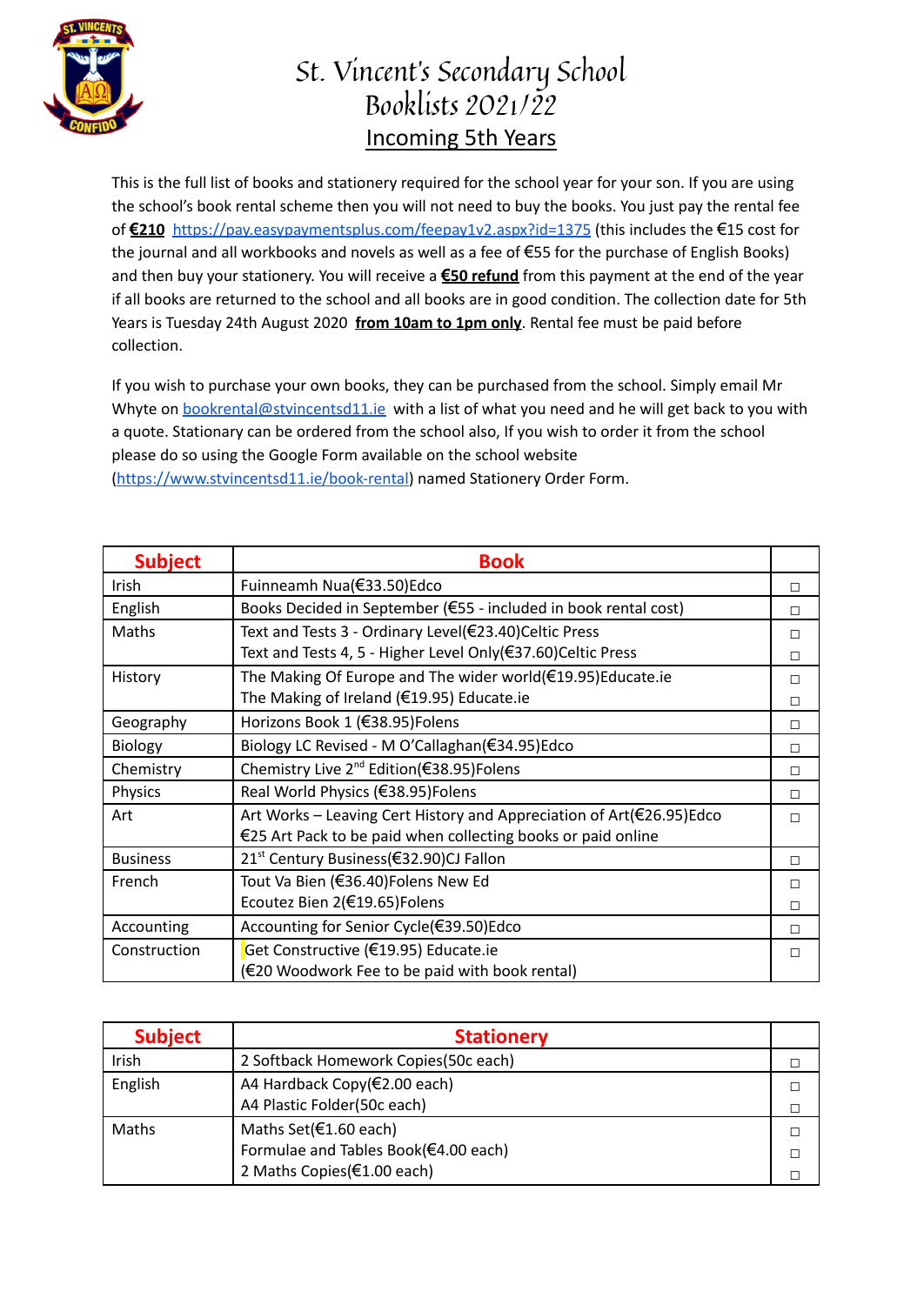# St. Vincent's Secondary School
## Booklists 2021/22
## Incoming 5th Years

This is the full list of books and stationery required for the school year for your son. If you are using the school's book rental scheme then you will not need to buy the books. You just pay the rental fee of **€210** https://pay.easypaymentsplus.com/feepay1v2.aspx?id=1375 (this includes the €15 cost for the journal and all workbooks and novels as well as a fee of €55 for the purchase of English Books) and then buy your stationery. You will receive a **€50 refund** from this payment at the end of the year if all books are returned to the school and all books are in good condition. The collection date for 5th Years is Tuesday 24th August 2020 **from 10am to 1pm only**. Rental fee must be paid before collection.

If you wish to purchase your own books, they can be purchased from the school. Simply email Mr Whyte on bookrental@stvincentsd11.ie with a list of what you need and he will get back to you with a quote. Stationary can be ordered from the school also, If you wish to order it from the school please do so using the Google Form available on the school website (https://www.stvincentsd11.ie/book-rental) named Stationery Order Form.

| Subject | Book | |
|---|---|---|
| Irish | Fuinneamh Nua(€33.50)Edco | ☐ |
| English | Books Decided in September (€55 - included in book rental cost) | ☐ |
| Maths | Text and Tests 3 - Ordinary Level(€23.40)Celtic Press<br>Text and Tests 4, 5 - Higher Level Only(€37.60)Celtic Press | ☐<br>☐ |
| History | The Making Of Europe and The wider world(€19.95)Educate.ie<br>The Making of Ireland (€19.95) Educate.ie | ☐<br>☐ |
| Geography | Horizons Book 1 (€38.95)Folens | ☐ |
| Biology | Biology LC Revised - M O'Callaghan(€34.95)Edco | ☐ |
| Chemistry | Chemistry Live 2nd Edition(€38.95)Folens | ☐ |
| Physics | Real World Physics (€38.95)Folens | ☐ |
| Art | Art Works – Leaving Cert History and Appreciation of Art(€26.95)Edco<br>€25 Art Pack to be paid when collecting books or paid online | ☐ |
| Business | 21st Century Business(€32.90)CJ Fallon | ☐ |
| French | Tout Va Bien (€36.40)Folens New Ed<br>Ecoutez Bien 2(€19.65)Folens | ☐<br>☐ |
| Accounting | Accounting for Senior Cycle(€39.50)Edco | ☐ |
| Construction | Get Constructive (€19.95) Educate.ie<br>(€20 Woodwork Fee to be paid with book rental) | ☐ |

| Subject | Stationery | |
|---|---|---|
| Irish | 2 Softback Homework Copies(50c each) | ☐ |
| English | A4 Hardback Copy(€2.00 each)<br>A4 Plastic Folder(50c each) | ☐<br>☐ |
| Maths | Maths Set(€1.60 each)<br>Formulae and Tables Book(€4.00 each)<br>2 Maths Copies(€1.00 each) | ☐<br>☐<br>☐ |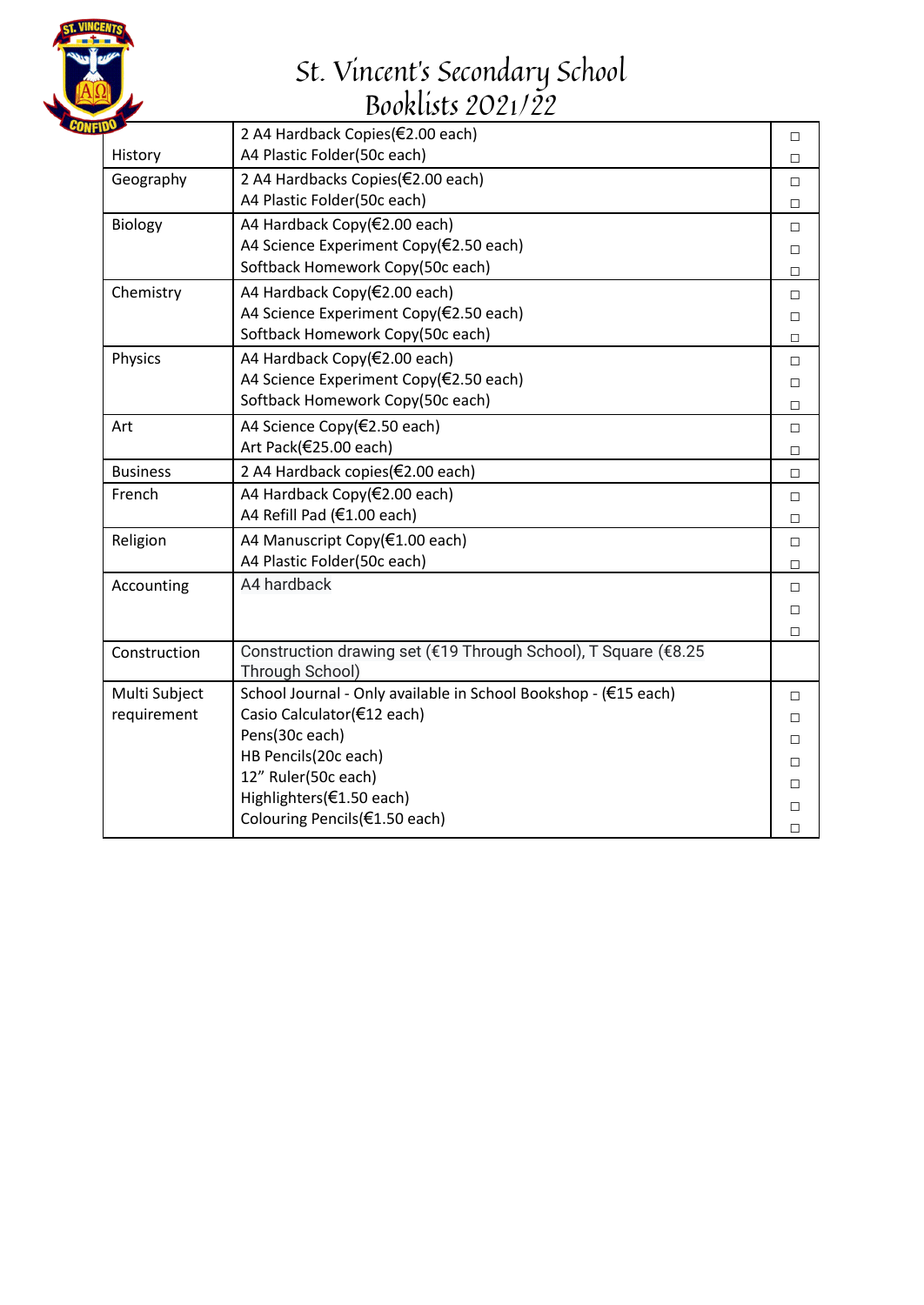# St. Vincent's Secondary School
## Booklists 2021/22

| | | |
|---|---|---|
| History | 2 A4 Hardback Copies(€2.00 each)<br>A4 Plastic Folder(50c each) | ☐<br>☐ |
| Geography | 2 A4 Hardbacks Copies(€2.00 each)<br>A4 Plastic Folder(50c each) | ☐<br>☐ |
| Biology | A4 Hardback Copy(€2.00 each)<br>A4 Science Experiment Copy(€2.50 each)<br>Softback Homework Copy(50c each) | ☐<br>☐<br>☐ |
| Chemistry | A4 Hardback Copy(€2.00 each)<br>A4 Science Experiment Copy(€2.50 each)<br>Softback Homework Copy(50c each) | ☐<br>☐<br>☐ |
| Physics | A4 Hardback Copy(€2.00 each)<br>A4 Science Experiment Copy(€2.50 each)<br>Softback Homework Copy(50c each) | ☐<br>☐<br>☐ |
| Art | A4 Science Copy(€2.50 each)<br>Art Pack(€25.00 each) | ☐<br>☐ |
| Business | 2 A4 Hardback copies(€2.00 each) | ☐ |
| French | A4 Hardback Copy(€2.00 each)<br>A4 Refill Pad (€1.00 each) | ☐<br>☐ |
| Religion | A4 Manuscript Copy(€1.00 each)<br>A4 Plastic Folder(50c each) | ☐<br>☐ |
| Accounting | A4 hardback | ☐<br>☐<br>☐ |
| Construction | Construction drawing set (€19 Through School), T Square (€8.25 Through School) | |
| Multi Subject requirement | School Journal - Only available in School Bookshop - (€15 each)<br>Casio Calculator(€12 each)<br>Pens(30c each)<br>HB Pencils(20c each)<br>12" Ruler(50c each)<br>Highlighters(€1.50 each)<br>Colouring Pencils(€1.50 each) | ☐<br>☐<br>☐<br>☐<br>☐<br>☐<br>☐ |